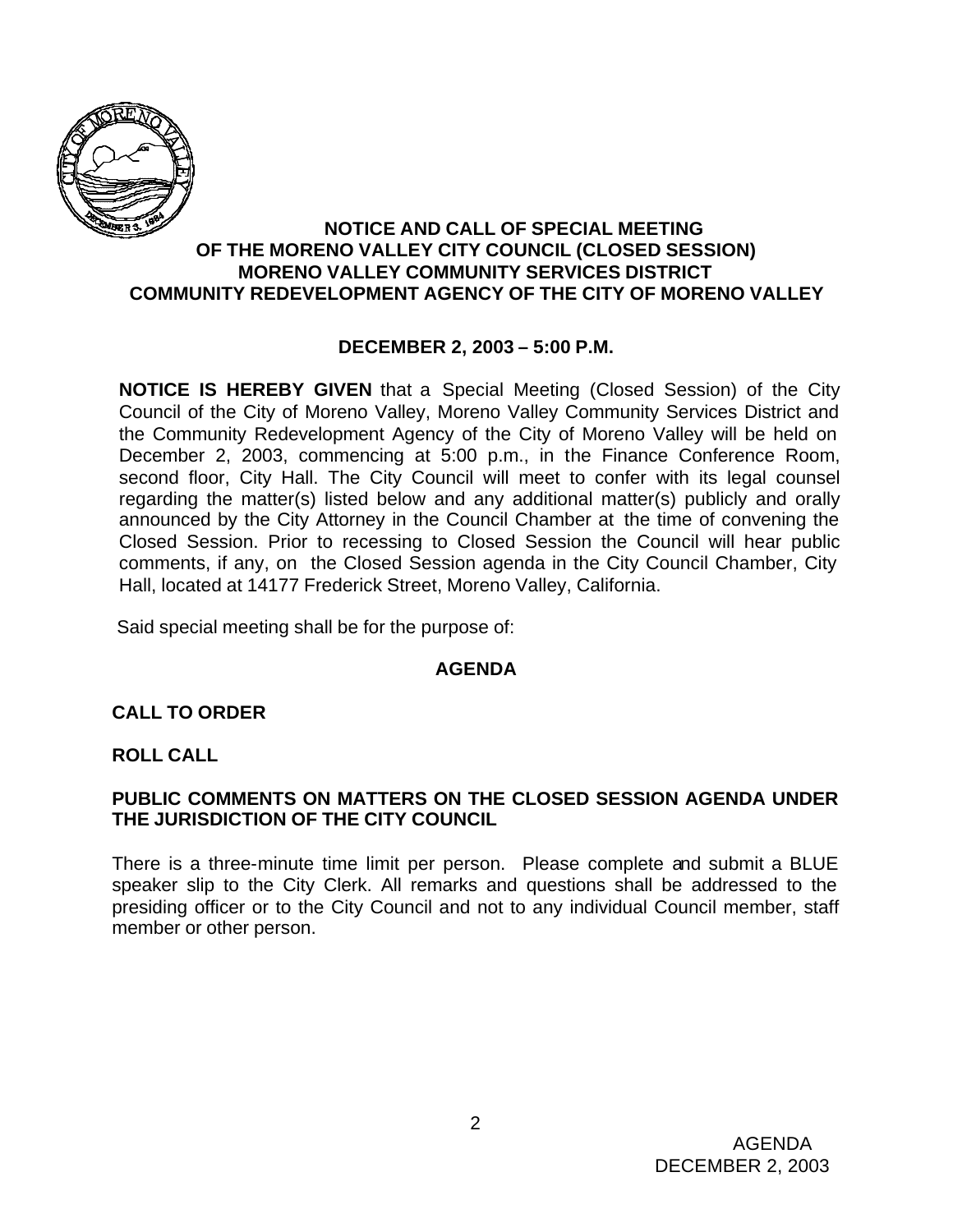# NOTICE AND CALL OF SPECIAL MEETING OF THE MORENO VALLEY CITY COUNCIL (CLOSED SESSION) MORENO VALLEY COMMUNITY SERVICES DISTRICT COMMUNITY REDEVELOPMENT AGENCY OF THE CITY OF MORENO VALLEY

**DECEMBER 2, 2003 – 5:00 P.M.**

**NOTICE IS HEREBY GIVEN** that a Special Meeting (Closed Session) of the City Council of the City of Moreno Valley, Moreno Valley Community Services District and the Community Redevelopment Agency of the City of Moreno Valley will be held on December 2, 2003, commencing at 5:00 p.m., in the Finance Conference Room, second floor, City Hall. The City Council will meet to confer with its legal counsel regarding the matter(s) listed below and any additional matter(s) publicly and orally announced by the City Attorney in the Council Chamber at the time of convening the Closed Session. Prior to recessing to Closed Session the Council will hear public comments, if any, on the Closed Session agenda in the City Council Chamber, City Hall, located at 14177 Frederick Street, Moreno Valley, California.

Said special meeting shall be for the purpose of:

## AGENDA

**CALL TO ORDER**

**ROLL CALL**

**PUBLIC COMMENTS ON MATTERS ON THE CLOSED SESSION AGENDA UNDER THE JURISDICTION OF THE CITY COUNCIL**

There is a three-minute time limit per person. Please complete and submit a BLUE speaker slip to the City Clerk. All remarks and questions shall be addressed to the presiding officer or to the City Council and not to any individual Council member, staff member or other person.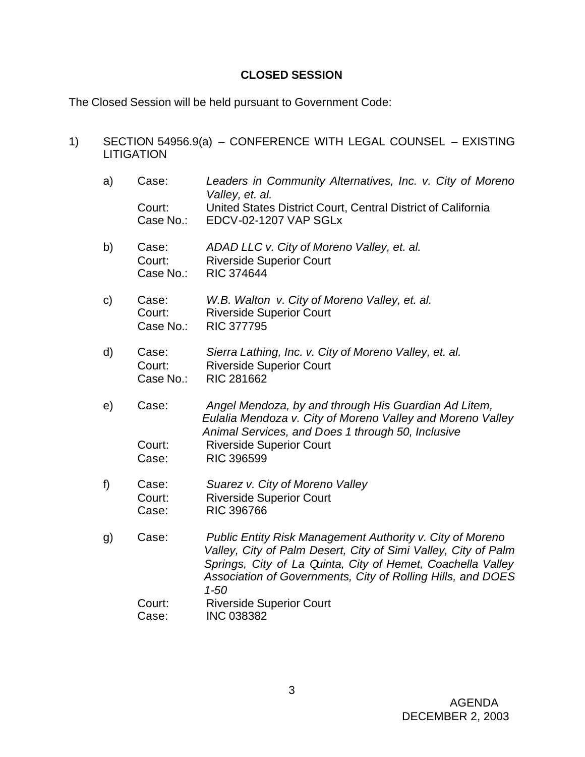**CLOSED SESSION**

The Closed Session will be held pursuant to Government Code:

1) SECTION 54956.9(a) – CONFERENCE WITH LEGAL COUNSEL – EXISTING LITIGATION

   a) Case: *Leaders in Community Alternatives, Inc. v. City of Moreno Valley, et. al.*
      Court: United States District Court, Central District of California
      Case No.: EDCV-02-1207 VAP SGLx

   b) Case: *ADAD LLC v. City of Moreno Valley, et. al.*
      Court: Riverside Superior Court
      Case No.: RIC 374644

   c) Case: *W.B. Walton v. City of Moreno Valley, et. al.*
      Court: Riverside Superior Court
      Case No.: RIC 377795

   d) Case: *Sierra Lathing, Inc. v. City of Moreno Valley, et. al.*
      Court: Riverside Superior Court
      Case No.: RIC 281662

   e) Case: *Angel Mendoza, by and through His Guardian Ad Litem, Eulalia Mendoza v. City of Moreno Valley and Moreno Valley Animal Services, and Does 1 through 50, Inclusive*
      Court: Riverside Superior Court
      Case: RIC 396599

   f) Case: *Suarez v. City of Moreno Valley*
      Court: Riverside Superior Court
      Case: RIC 396766

   g) Case: *Public Entity Risk Management Authority v. City of Moreno Valley, City of Palm Desert, City of Simi Valley, City of Palm Springs, City of La Quinta, City of Hemet, Coachella Valley Association of Governments, City of Rolling Hills, and DOES 1-50*
      Court: Riverside Superior Court
      Case: INC 038382

AGENDA
DECEMBER 2, 2003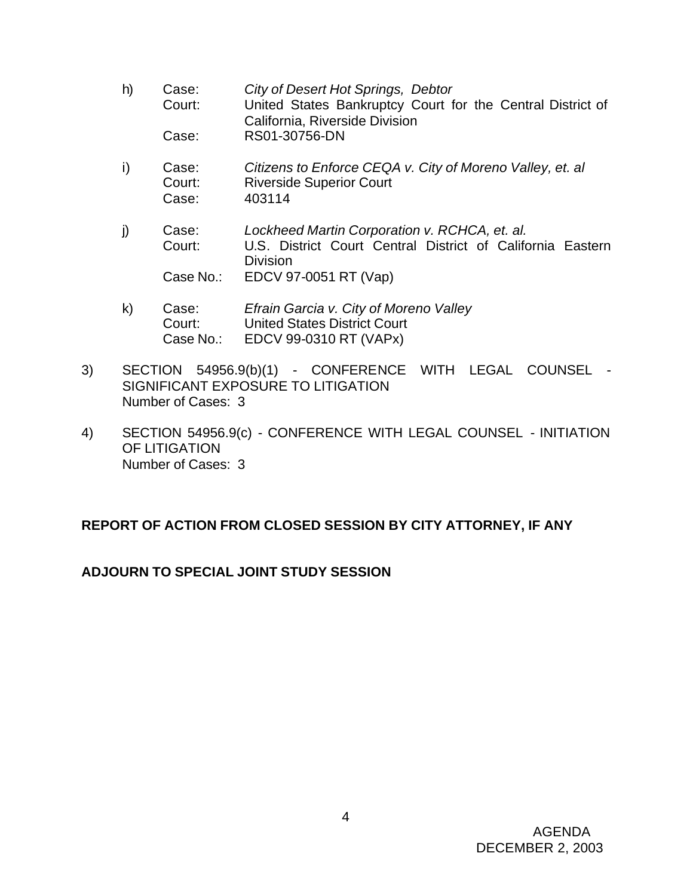h) Case: *City of Desert Hot Springs, Debtor*
   Court: United States Bankruptcy Court for the Central District of California, Riverside Division
   Case: RS01-30756-DN

i) Case: *Citizens to Enforce CEQA v. City of Moreno Valley, et. al*
   Court: Riverside Superior Court
   Case: 403114

j) Case: *Lockheed Martin Corporation v. RCHCA, et. al.*
   Court: U.S. District Court Central District of California Eastern Division
   Case No.: EDCV 97-0051 RT (Vap)

k) Case: *Efrain Garcia v. City of Moreno Valley*
   Court: United States District Court
   Case No.: EDCV 99-0310 RT (VAPx)

3) SECTION 54956.9(b)(1) - CONFERENCE WITH LEGAL COUNSEL - SIGNIFICANT EXPOSURE TO LITIGATION
   Number of Cases: 3

4) SECTION 54956.9(c) - CONFERENCE WITH LEGAL COUNSEL - INITIATION OF LITIGATION
   Number of Cases: 3

**REPORT OF ACTION FROM CLOSED SESSION BY CITY ATTORNEY, IF ANY**

**ADJOURN TO SPECIAL JOINT STUDY SESSION**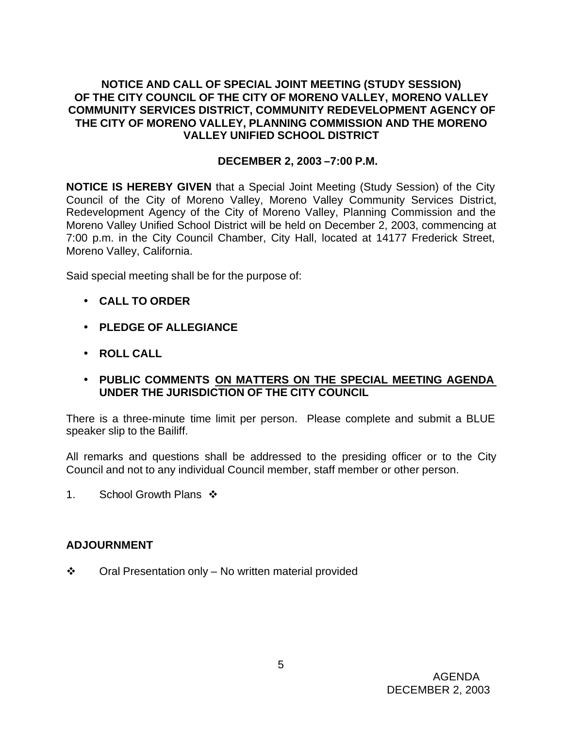**NOTICE AND CALL OF SPECIAL JOINT MEETING (STUDY SESSION) OF THE CITY COUNCIL OF THE CITY OF MORENO VALLEY, MORENO VALLEY COMMUNITY SERVICES DISTRICT, COMMUNITY REDEVELOPMENT AGENCY OF THE CITY OF MORENO VALLEY, PLANNING COMMISSION AND THE MORENO VALLEY UNIFIED SCHOOL DISTRICT**

**DECEMBER 2, 2003 –7:00 P.M.**

**NOTICE IS HEREBY GIVEN** that a Special Joint Meeting (Study Session) of the City Council of the City of Moreno Valley, Moreno Valley Community Services District, Redevelopment Agency of the City of Moreno Valley, Planning Commission and the Moreno Valley Unified School District will be held on December 2, 2003, commencing at 7:00 p.m. in the City Council Chamber, City Hall, located at 14177 Frederick Street, Moreno Valley, California.

Said special meeting shall be for the purpose of:

- **CALL TO ORDER**
- **PLEDGE OF ALLEGIANCE**
- **ROLL CALL**
- **PUBLIC COMMENTS ON MATTERS ON THE SPECIAL MEETING AGENDA UNDER THE JURISDICTION OF THE CITY COUNCIL**

There is a three-minute time limit per person. Please complete and submit a BLUE speaker slip to the Bailiff.

All remarks and questions shall be addressed to the presiding officer or to the City Council and not to any individual Council member, staff member or other person.

1. School Growth Plans ❖

**ADJOURNMENT**

❖ Oral Presentation only – No written material provided